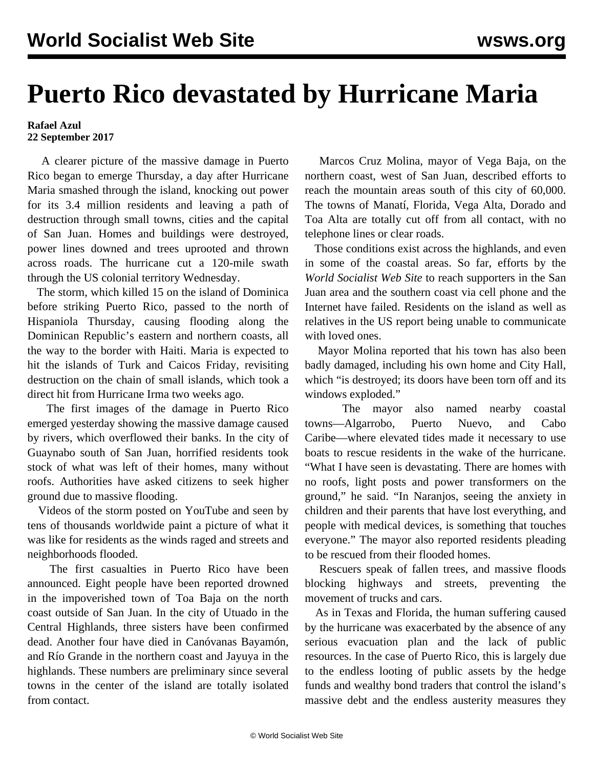# Puerto Rico devastated by Hurricane Maria

**Rafael Azul**
**22 September 2017**

A clearer picture of the massive damage in Puerto Rico began to emerge Thursday, a day after Hurricane Maria smashed through the island, knocking out power for its 3.4 million residents and leaving a path of destruction through small towns, cities and the capital of San Juan. Homes and buildings were destroyed, power lines downed and trees uprooted and thrown across roads. The hurricane cut a 120-mile swath through the US colonial territory Wednesday.

The storm, which killed 15 on the island of Dominica before striking Puerto Rico, passed to the north of Hispaniola Thursday, causing flooding along the Dominican Republic's eastern and northern coasts, all the way to the border with Haiti. Maria is expected to hit the islands of Turk and Caicos Friday, revisiting destruction on the chain of small islands, which took a direct hit from Hurricane Irma two weeks ago.

The first images of the damage in Puerto Rico emerged yesterday showing the massive damage caused by rivers, which overflowed their banks. In the city of Guaynabo south of San Juan, horrified residents took stock of what was left of their homes, many without roofs. Authorities have asked citizens to seek higher ground due to massive flooding.

Videos of the storm posted on YouTube and seen by tens of thousands worldwide paint a picture of what it was like for residents as the winds raged and streets and neighborhoods flooded.

The first casualties in Puerto Rico have been announced. Eight people have been reported drowned in the impoverished town of Toa Baja on the north coast outside of San Juan. In the city of Utuado in the Central Highlands, three sisters have been confirmed dead. Another four have died in Canóvanas Bayamón, and Río Grande in the northern coast and Jayuya in the highlands. These numbers are preliminary since several towns in the center of the island are totally isolated from contact.

Marcos Cruz Molina, mayor of Vega Baja, on the northern coast, west of San Juan, described efforts to reach the mountain areas south of this city of 60,000. The towns of Manatí, Florida, Vega Alta, Dorado and Toa Alta are totally cut off from all contact, with no telephone lines or clear roads.

Those conditions exist across the highlands, and even in some of the coastal areas. So far, efforts by the *World Socialist Web Site* to reach supporters in the San Juan area and the southern coast via cell phone and the Internet have failed. Residents on the island as well as relatives in the US report being unable to communicate with loved ones.

Mayor Molina reported that his town has also been badly damaged, including his own home and City Hall, which "is destroyed; its doors have been torn off and its windows exploded."

The mayor also named nearby coastal towns—Algarrobo, Puerto Nuevo, and Cabo Caribe—where elevated tides made it necessary to use boats to rescue residents in the wake of the hurricane. "What I have seen is devastating. There are homes with no roofs, light posts and power transformers on the ground," he said. "In Naranjos, seeing the anxiety in children and their parents that have lost everything, and people with medical devices, is something that touches everyone." The mayor also reported residents pleading to be rescued from their flooded homes.

Rescuers speak of fallen trees, and massive floods blocking highways and streets, preventing the movement of trucks and cars.

As in Texas and Florida, the human suffering caused by the hurricane was exacerbated by the absence of any serious evacuation plan and the lack of public resources. In the case of Puerto Rico, this is largely due to the endless looting of public assets by the hedge funds and wealthy bond traders that control the island's massive debt and the endless austerity measures they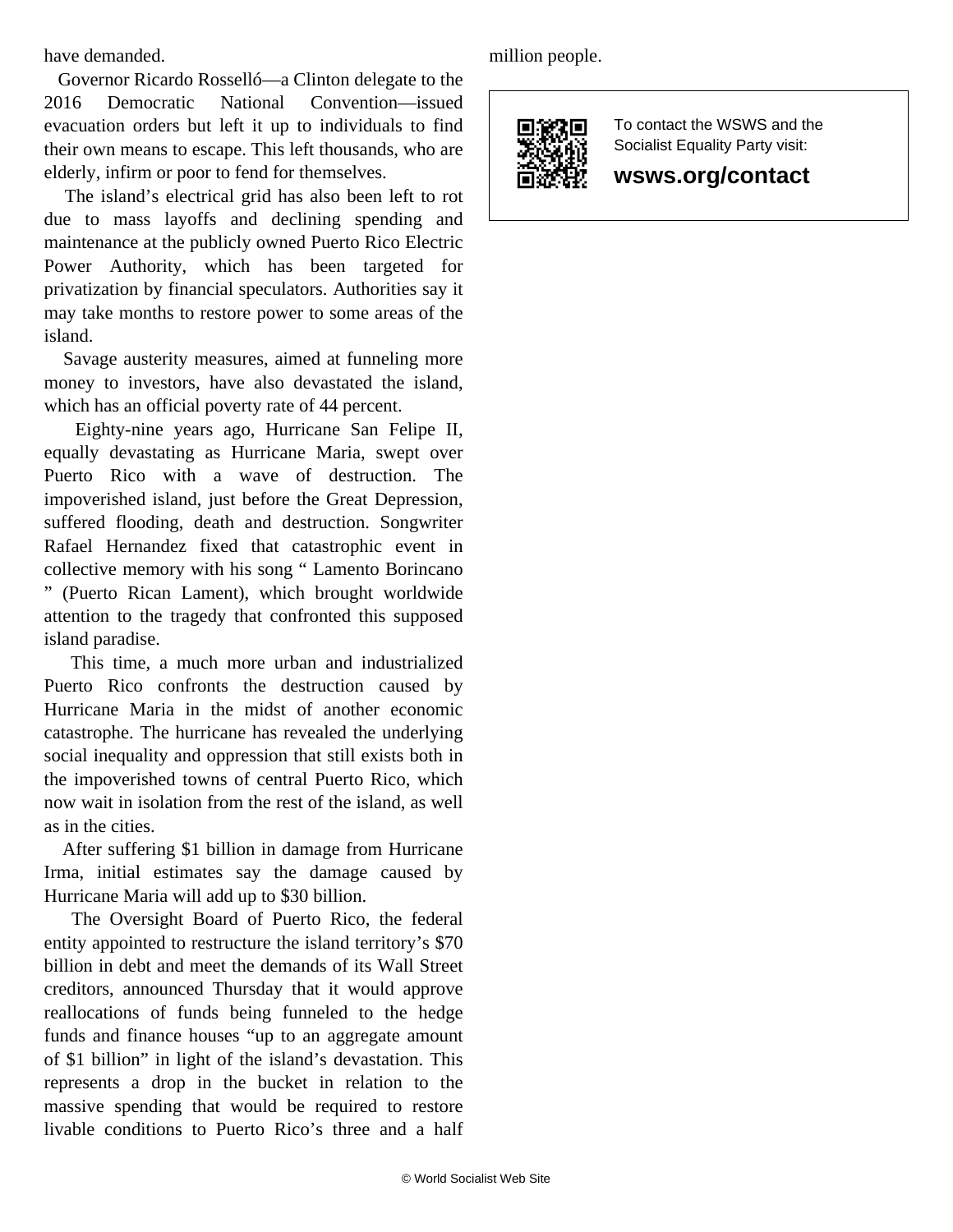have demanded.

Governor Ricardo Rosselló—a Clinton delegate to the 2016 Democratic National Convention—issued evacuation orders but left it up to individuals to find their own means to escape. This left thousands, who are elderly, infirm or poor to fend for themselves.

The island's electrical grid has also been left to rot due to mass layoffs and declining spending and maintenance at the publicly owned Puerto Rico Electric Power Authority, which has been targeted for privatization by financial speculators. Authorities say it may take months to restore power to some areas of the island.

Savage austerity measures, aimed at funneling more money to investors, have also devastated the island, which has an official poverty rate of 44 percent.

Eighty-nine years ago, Hurricane San Felipe II, equally devastating as Hurricane Maria, swept over Puerto Rico with a wave of destruction. The impoverished island, just before the Great Depression, suffered flooding, death and destruction. Songwriter Rafael Hernandez fixed that catastrophic event in collective memory with his song " Lamento Borincano " (Puerto Rican Lament), which brought worldwide attention to the tragedy that confronted this supposed island paradise.

This time, a much more urban and industrialized Puerto Rico confronts the destruction caused by Hurricane Maria in the midst of another economic catastrophe. The hurricane has revealed the underlying social inequality and oppression that still exists both in the impoverished towns of central Puerto Rico, which now wait in isolation from the rest of the island, as well as in the cities.

After suffering $1 billion in damage from Hurricane Irma, initial estimates say the damage caused by Hurricane Maria will add up to $30 billion.

The Oversight Board of Puerto Rico, the federal entity appointed to restructure the island territory's $70 billion in debt and meet the demands of its Wall Street creditors, announced Thursday that it would approve reallocations of funds being funneled to the hedge funds and finance houses "up to an aggregate amount of $1 billion" in light of the island's devastation. This represents a drop in the bucket in relation to the massive spending that would be required to restore livable conditions to Puerto Rico's three and a half million people.

To contact the WSWS and the Socialist Equality Party visit:

**wsws.org/contact**